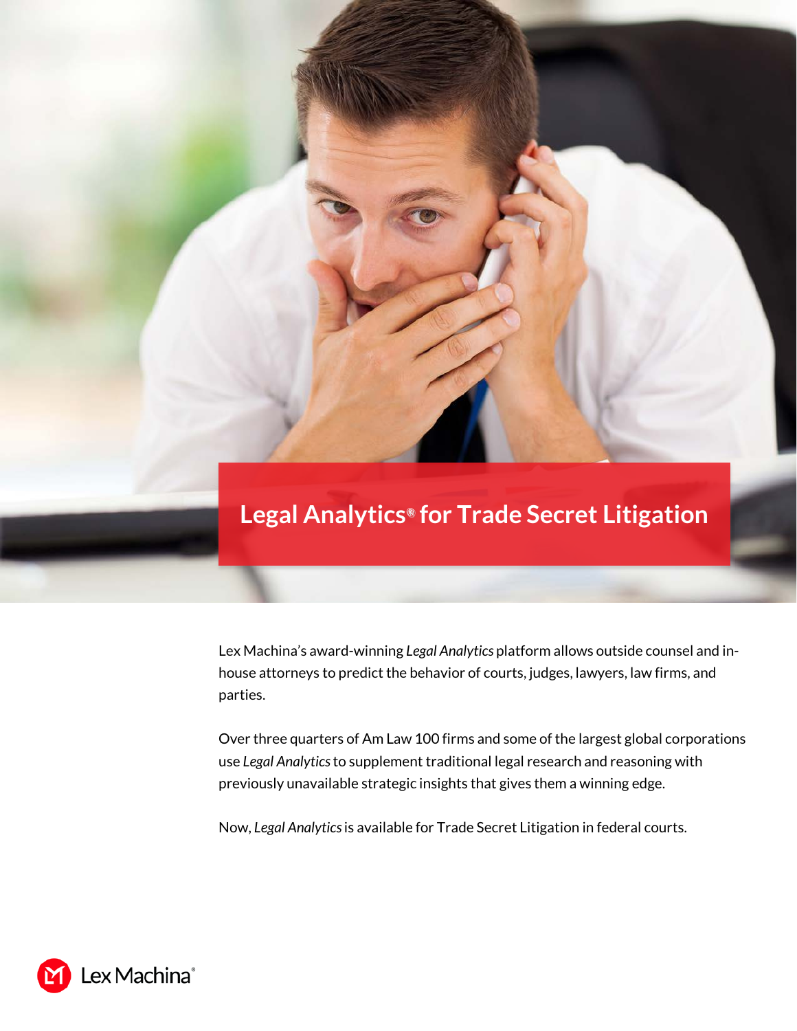# Legal Analytics® for Trade Secret Litigation

Lex Machina's award-winning *Legal Analytics* platform allows outside counsel and in-house attorneys to predict the behavior of courts, judges, lawyers, law firms, and parties.

Over three quarters of Am Law 100 firms and some of the largest global corporations use *Legal Analytics* to supplement traditional legal research and reasoning with previously unavailable strategic insights that gives them a winning edge.

Now, *Legal Analytics* is available for Trade Secret Litigation in federal courts.

Lex Machina®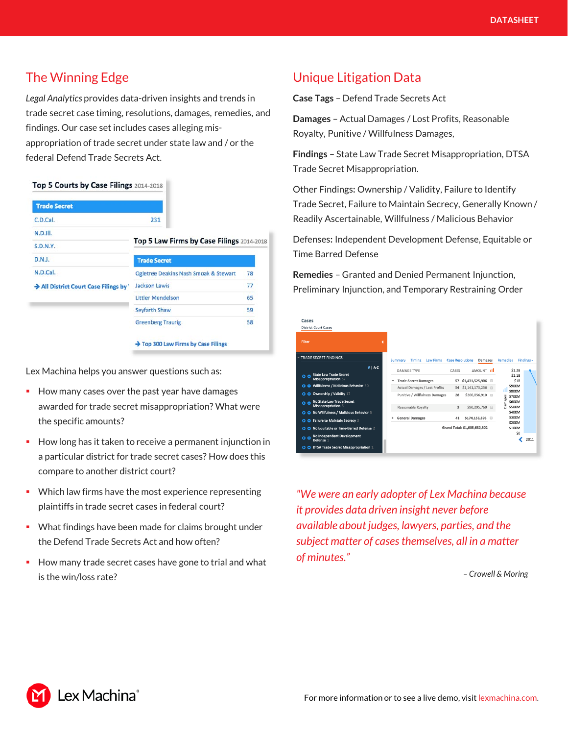DATASHEET

## The Winning Edge

*Legal Analytics* provides data-driven insights and trends in trade secret case timing, resolutions, damages, remedies, and findings. Our case set includes cases alleging mis-appropriation of trade secret under state law and / or the federal Defend Trade Secrets Act.

**Top 5 Courts by Case Filings** 2014-2018

| Trade Secret | |
|---|---|
| C.D.Cal. | 231 |
| N.D.Ill. | |
| S.D.N.Y. | |
| D.N.J. | |
| N.D.Cal. | |

→ All District Court Case Filings by

**Top 5 Law Firms by Case Filings** 2014-2018

| Trade Secret | |
|---|---|
| Ogletree Deakins Nash Smoak & Stewart | 78 |
| Jackson Lewis | 77 |
| Littler Mendelson | 65 |
| Seyfarth Shaw | 59 |
| Greenberg Traurig | 58 |

→ Top 300 Law Firms by Case Filings

Lex Machina helps you answer questions such as:

- How many cases over the past year have damages awarded for trade secret misappropriation? What were the specific amounts?
- How long has it taken to receive a permanent injunction in a particular district for trade secret cases? How does this compare to another district court?
- Which law firms have the most experience representing plaintiffs in trade secret cases in federal court?
- What findings have been made for claims brought under the Defend Trade Secrets Act and how often?
- How many trade secret cases have gone to trial and what is the win/loss rate?

## Unique Litigation Data

**Case Tags** – Defend Trade Secrets Act

**Damages** – Actual Damages / Lost Profits, Reasonable Royalty, Punitive / Willfulness Damages,

**Findings** – State Law Trade Secret Misappropriation, DTSA Trade Secret Misappropriation.

Other Findings**:** Ownership / Validity, Failure to Identify Trade Secret, Failure to Maintain Secrecy, Generally Known / Readily Ascertainable, Willfulness / Malicious Behavior

Defenses**:** Independent Development Defense, Equitable or Time Barred Defense

**Remedies** – Granted and Denied Permanent Injunction, Preliminary Injunction, and Temporary Restraining Order

Cases
District Court Cases

Filter

TRADE SECRET FINDINGS

State Law Trade Secret Misappropriation 57
Willfulness / Malicious Behavior 30
Ownership / Validity 17
No State Law Trade Secret Misappropriation 6
No Willfulness / Malicious Behavior 5
Failure to Maintain Secrecy 3
No Equitable or Time-Barred Defense 2
No Independent Development Defense 1
DTSA Trade Secret Misappropriation 1

Summary Timing Law Firms Case Resolutions Damages Remedies Findings

| DAMAGE TYPE | CASES | AMOUNT |
|---|---|---|
| Trade Secret Damages | 57 | $1,431,525,906 |
| Actual Damages / Lost Profits | 54 | $1,141,173,236 |
| Punitive / Willfulness Damages | 28 | $200,056,910 |
| Reasonable Royalty | 3 | $90,295,760 |
| General Damages | 41 | $174,156,896 |

Grand Total: $1,605,682,802

$1.2B $1.1B $1B $900M $800M $700M $600M $500M $400M $300M $200M $100M $0
Damages
2011

*"We were an early adopter of Lex Machina because it provides data driven insight never before available about judges, lawyers, parties, and the subject matter of cases themselves, all in a matter of minutes."*

*– Crowell & Moring*

Lex Machina®

For more information or to see a live demo, visit lexmachina.com.